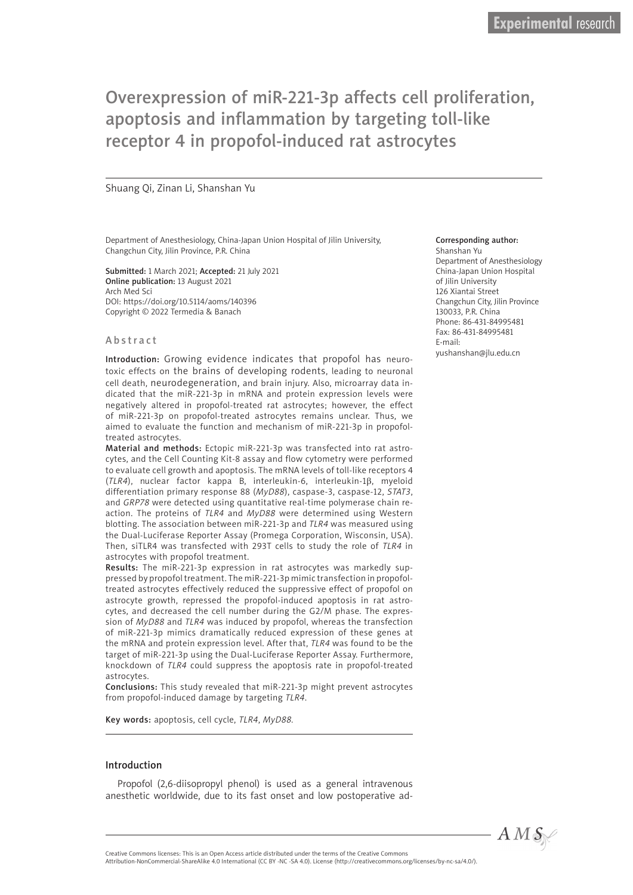Experimental research

# Overexpression of miR-221-3p affects cell proliferation, apoptosis and inflammation by targeting toll-like receptor 4 in propofol-induced rat astrocytes

Shuang Qi, Zinan Li, Shanshan Yu

Department of Anesthesiology, China-Japan Union Hospital of Jilin University, Changchun City, Jilin Province, P.R. China

**Submitted:** 1 March 2021; **Accepted:** 21 July 2021
**Online publication:** 13 August 2021
Arch Med Sci
DOI: https://doi.org/10.5114/aoms/140396
Copyright © 2022 Termedia & Banach

**Corresponding author:**
Shanshan Yu
Department of Anesthesiology
China-Japan Union Hospital of Jilin University
126 Xiantai Street
Changchun City, Jilin Province
130033, P.R. China
Phone: 86-431-84995481
Fax: 86-431-84995481
E-mail: yushanshan@jlu.edu.cn

## Abstract

**Introduction:** Growing evidence indicates that propofol has neurotoxic effects on the brains of developing rodents, leading to neuronal cell death, neurodegeneration, and brain injury. Also, microarray data indicated that the miR-221-3p in mRNA and protein expression levels were negatively altered in propofol-treated rat astrocytes; however, the effect of miR-221-3p on propofol-treated astrocytes remains unclear. Thus, we aimed to evaluate the function and mechanism of miR-221-3p in propofol-treated astrocytes.

**Material and methods:** Ectopic miR-221-3p was transfected into rat astrocytes, and the Cell Counting Kit-8 assay and flow cytometry were performed to evaluate cell growth and apoptosis. The mRNA levels of toll-like receptors 4 (*TLR4*), nuclear factor kappa B, interleukin-6, interleukin-1β, myeloid differentiation primary response 88 (*MyD88*), caspase-3, caspase-12, *STAT3*, and *GRP78* were detected using quantitative real-time polymerase chain reaction. The proteins of *TLR4* and *MyD88* were determined using Western blotting. The association between miR-221-3p and *TLR4* was measured using the Dual-Luciferase Reporter Assay (Promega Corporation, Wisconsin, USA). Then, siTLR4 was transfected with 293T cells to study the role of *TLR4* in astrocytes with propofol treatment.

**Results:** The miR-221-3p expression in rat astrocytes was markedly suppressed by propofol treatment. The miR-221-3p mimic transfection in propofol-treated astrocytes effectively reduced the suppressive effect of propofol on astrocyte growth, repressed the propofol-induced apoptosis in rat astrocytes, and decreased the cell number during the G2/M phase. The expression of *MyD88* and *TLR4* was induced by propofol, whereas the transfection of miR-221-3p mimics dramatically reduced expression of these genes at the mRNA and protein expression level. After that, *TLR4* was found to be the target of miR-221-3p using the Dual-Luciferase Reporter Assay. Furthermore, knockdown of *TLR4* could suppress the apoptosis rate in propofol-treated astrocytes.

**Conclusions:** This study revealed that miR-221-3p might prevent astrocytes from propofol-induced damage by targeting *TLR4*.

**Key words:** apoptosis, cell cycle, *TLR4*, *MyD88*.

## Introduction

Propofol (2,6-diisopropyl phenol) is used as a general intravenous anesthetic worldwide, due to its fast onset and low postoperative ad-

Creative Commons licenses: This is an Open Access article distributed under the terms of the Creative Commons Attribution-NonCommercial-ShareAlike 4.0 International (CC BY -NC -SA 4.0). License (http://creativecommons.org/licenses/by-nc-sa/4.0/).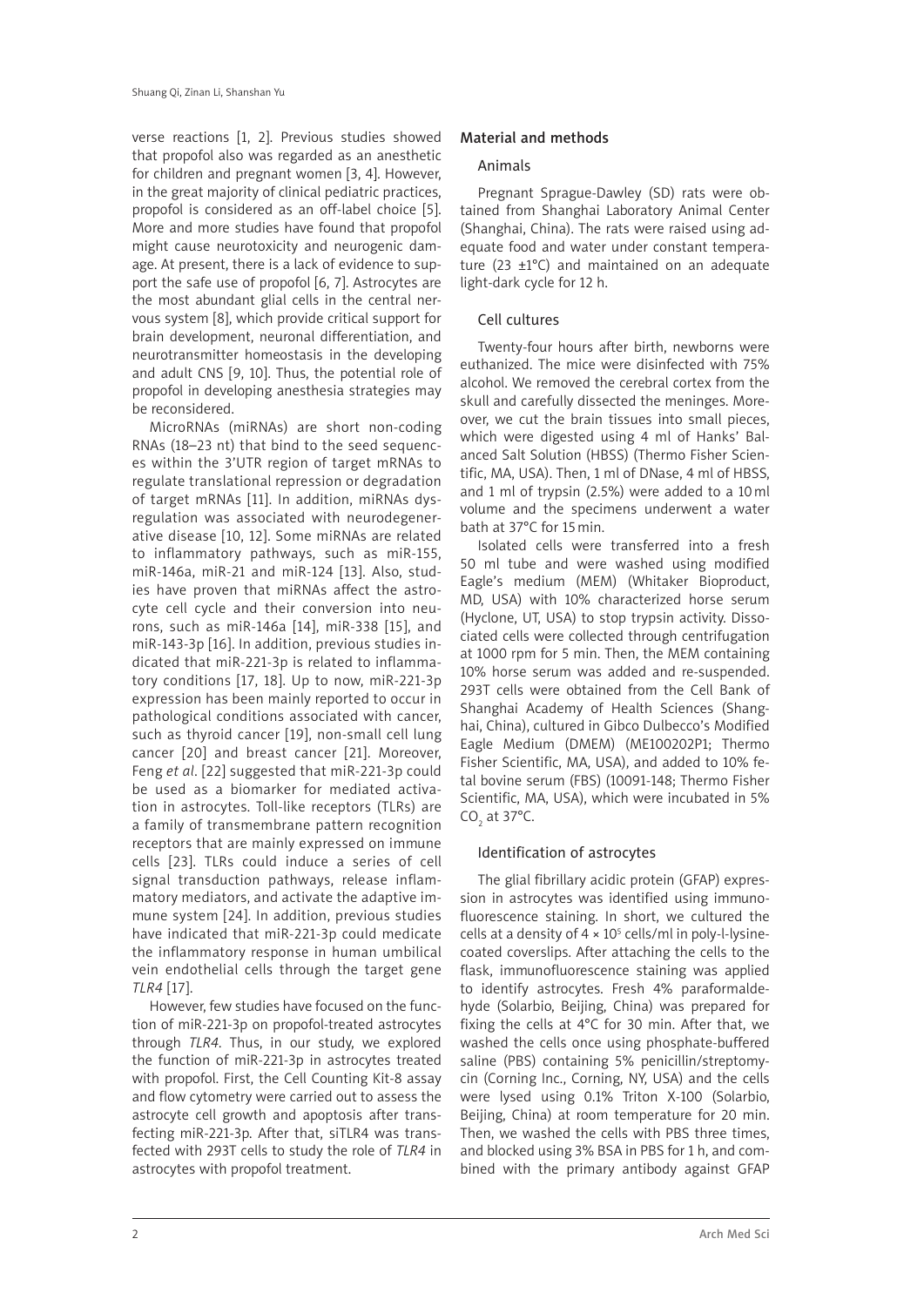verse reactions [1, 2]. Previous studies showed that propofol also was regarded as an anesthetic for children and pregnant women [3, 4]. However, in the great majority of clinical pediatric practices, propofol is considered as an off-label choice [5]. More and more studies have found that propofol might cause neurotoxicity and neurogenic damage. At present, there is a lack of evidence to support the safe use of propofol [6, 7]. Astrocytes are the most abundant glial cells in the central nervous system [8], which provide critical support for brain development, neuronal differentiation, and neurotransmitter homeostasis in the developing and adult CNS [9, 10]. Thus, the potential role of propofol in developing anesthesia strategies may be reconsidered.

MicroRNAs (miRNAs) are short non-coding RNAs (18–23 nt) that bind to the seed sequences within the 3'UTR region of target mRNAs to regulate translational repression or degradation of target mRNAs [11]. In addition, miRNAs dysregulation was associated with neurodegenerative disease [10, 12]. Some miRNAs are related to inflammatory pathways, such as miR-155, miR-146a, miR-21 and miR-124 [13]. Also, studies have proven that miRNAs affect the astrocyte cell cycle and their conversion into neurons, such as miR-146a [14], miR-338 [15], and miR-143-3p [16]. In addition, previous studies indicated that miR-221-3p is related to inflammatory conditions [17, 18]. Up to now, miR-221-3p expression has been mainly reported to occur in pathological conditions associated with cancer, such as thyroid cancer [19], non-small cell lung cancer [20] and breast cancer [21]. Moreover, Feng *et al*. [22] suggested that miR-221-3p could be used as a biomarker for mediated activation in astrocytes. Toll-like receptors (TLRs) are a family of transmembrane pattern recognition receptors that are mainly expressed on immune cells [23]. TLRs could induce a series of cell signal transduction pathways, release inflammatory mediators, and activate the adaptive immune system [24]. In addition, previous studies have indicated that miR-221-3p could medicate the inflammatory response in human umbilical vein endothelial cells through the target gene *TLR4* [17].

However, few studies have focused on the function of miR-221-3p on propofol-treated astrocytes through *TLR4*. Thus, in our study, we explored the function of miR-221-3p in astrocytes treated with propofol. First, the Cell Counting Kit-8 assay and flow cytometry were carried out to assess the astrocyte cell growth and apoptosis after transfecting miR-221-3p. After that, siTLR4 was transfected with 293T cells to study the role of *TLR4* in astrocytes with propofol treatment.

## Material and methods

### Animals

Pregnant Sprague-Dawley (SD) rats were obtained from Shanghai Laboratory Animal Center (Shanghai, China). The rats were raised using adequate food and water under constant temperature (23 ±1°C) and maintained on an adequate light-dark cycle for 12 h.

### Cell cultures

Twenty-four hours after birth, newborns were euthanized. The mice were disinfected with 75% alcohol. We removed the cerebral cortex from the skull and carefully dissected the meninges. Moreover, we cut the brain tissues into small pieces, which were digested using 4 ml of Hanks' Balanced Salt Solution (HBSS) (Thermo Fisher Scientific, MA, USA). Then, 1 ml of DNase, 4 ml of HBSS, and 1 ml of trypsin (2.5%) were added to a 10 ml volume and the specimens underwent a water bath at 37°C for 15 min.

Isolated cells were transferred into a fresh 50 ml tube and were washed using modified Eagle's medium (MEM) (Whitaker Bioproduct, MD, USA) with 10% characterized horse serum (Hyclone, UT, USA) to stop trypsin activity. Dissociated cells were collected through centrifugation at 1000 rpm for 5 min. Then, the MEM containing 10% horse serum was added and re-suspended. 293T cells were obtained from the Cell Bank of Shanghai Academy of Health Sciences (Shanghai, China), cultured in Gibco Dulbecco's Modified Eagle Medium (DMEM) (ME100202P1; Thermo Fisher Scientific, MA, USA), and added to 10% fetal bovine serum (FBS) (10091-148; Thermo Fisher Scientific, MA, USA), which were incubated in 5% $CO_2$ at 37°C.

### Identification of astrocytes

The glial fibrillary acidic protein (GFAP) expression in astrocytes was identified using immunofluorescence staining. In short, we cultured the cells at a density of $4 \times 10^5$ cells/ml in poly-l-lysine-coated coverslips. After attaching the cells to the flask, immunofluorescence staining was applied to identify astrocytes. Fresh 4% paraformaldehyde (Solarbio, Beijing, China) was prepared for fixing the cells at 4°C for 30 min. After that, we washed the cells once using phosphate-buffered saline (PBS) containing 5% penicillin/streptomycin (Corning Inc., Corning, NY, USA) and the cells were lysed using 0.1% Triton X-100 (Solarbio, Beijing, China) at room temperature for 20 min. Then, we washed the cells with PBS three times, and blocked using 3% BSA in PBS for 1 h, and combined with the primary antibody against GFAP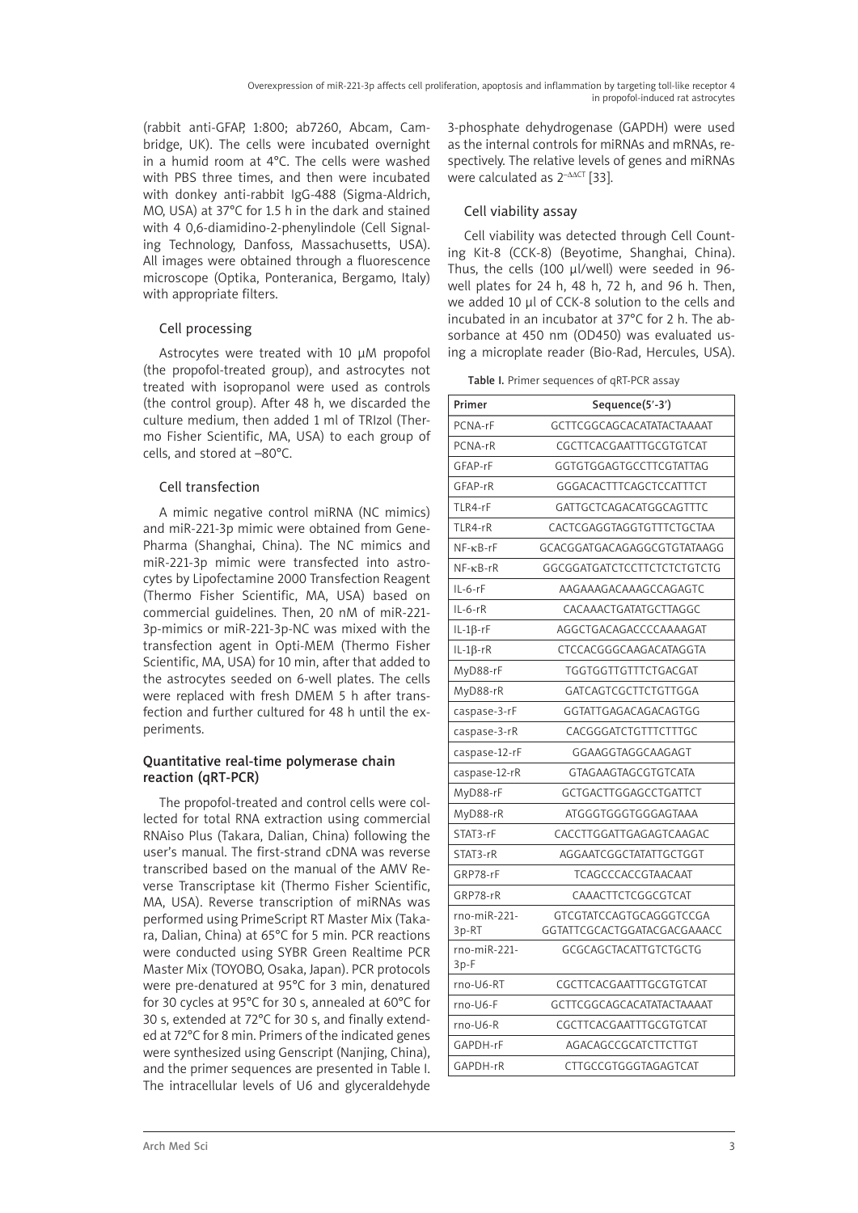(rabbit anti-GFAP, 1:800; ab7260, Abcam, Cambridge, UK). The cells were incubated overnight in a humid room at 4°C. The cells were washed with PBS three times, and then were incubated with donkey anti-rabbit IgG-488 (Sigma-Aldrich, MO, USA) at 37°C for 1.5 h in the dark and stained with 4 0,6-diamidino-2-phenylindole (Cell Signaling Technology, Danfoss, Massachusetts, USA). All images were obtained through a fluorescence microscope (Optika, Ponteranica, Bergamo, Italy) with appropriate filters.

### Cell processing

Astrocytes were treated with 10 μM propofol (the propofol-treated group), and astrocytes not treated with isopropanol were used as controls (the control group). After 48 h, we discarded the culture medium, then added 1 ml of TRIzol (Thermo Fisher Scientific, MA, USA) to each group of cells, and stored at –80°C.

### Cell transfection

A mimic negative control miRNA (NC mimics) and miR-221-3p mimic were obtained from GenePharma (Shanghai, China). The NC mimics and miR-221-3p mimic were transfected into astrocytes by Lipofectamine 2000 Transfection Reagent (Thermo Fisher Scientific, MA, USA) based on commercial guidelines. Then, 20 nM of miR-221-3p-mimics or miR-221-3p-NC was mixed with the transfection agent in Opti-MEM (Thermo Fisher Scientific, MA, USA) for 10 min, after that added to the astrocytes seeded on 6-well plates. The cells were replaced with fresh DMEM 5 h after transfection and further cultured for 48 h until the experiments.

## Quantitative real-time polymerase chain reaction (qRT-PCR)

The propofol-treated and control cells were collected for total RNA extraction using commercial RNAiso Plus (Takara, Dalian, China) following the user's manual. The first-strand cDNA was reverse transcribed based on the manual of the AMV Reverse Transcriptase kit (Thermo Fisher Scientific, MA, USA). Reverse transcription of miRNAs was performed using PrimeScript RT Master Mix (Takara, Dalian, China) at 65°C for 5 min. PCR reactions were conducted using SYBR Green Realtime PCR Master Mix (TOYOBO, Osaka, Japan). PCR protocols were pre-denatured at 95°C for 3 min, denatured for 30 cycles at 95°C for 30 s, annealed at 60°C for 30 s, extended at 72°C for 30 s, and finally extended at 72°C for 8 min. Primers of the indicated genes were synthesized using Genscript (Nanjing, China), and the primer sequences are presented in Table I. The intracellular levels of U6 and glyceraldehyde 3-phosphate dehydrogenase (GAPDH) were used as the internal controls for miRNAs and mRNAs, respectively. The relative levels of genes and miRNAs were calculated as $2^{-\Delta\Delta CT}$ [33].

### Cell viability assay

Cell viability was detected through Cell Counting Kit-8 (CCK-8) (Beyotime, Shanghai, China). Thus, the cells (100 μl/well) were seeded in 96-well plates for 24 h, 48 h, 72 h, and 96 h. Then, we added 10 μl of CCK-8 solution to the cells and incubated in an incubator at 37°C for 2 h. The absorbance at 450 nm (OD450) was evaluated using a microplate reader (Bio-Rad, Hercules, USA).

Table I. Primer sequences of qRT-PCR assay

| Primer | Sequence(5'-3') |
|---|---|
| PCNA-rF | GCTTCGGCAGCACATATACTAAAAT |
| PCNA-rR | CGCTTCACGAATTTGCGTGTCAT |
| GFAP-rF | GGTGTGGAGTGCCTTCGTATTAG |
| GFAP-rR | GGGACACTTTCAGCTCCATTTCT |
| TLR4-rF | GATTGCTCAGACATGGCAGTTTC |
| TLR4-rR | CACTCGAGGTAGGTGTTTCTGCTAA |
| NF-κB-rF | GCACGGATGACAGAGGCGTGTATAAGG |
| NF-κB-rR | GGCGGATGATCTCCTTCTCTCTGTCTG |
| IL-6-rF | AAGAAAGACAAAGCCAGAGTC |
| IL-6-rR | CACAAACTGATATGCTTAGGC |
| IL-1β-rF | AGGCTGACAGACCCCAAAAGAT |
| IL-1β-rR | CTCCACGGGCAAGACATAGGTA |
| MyD88-rF | TGGTGGTTGTTTCTGACGAT |
| MyD88-rR | GATCAGTCGCTTCTGTTGGA |
| caspase-3-rF | GGTATTGAGACAGACAGTGG |
| caspase-3-rR | CACGGGATCTGTTTCTTTGC |
| caspase-12-rF | GGAAGGTAGGCAAGAGT |
| caspase-12-rR | GTAGAAGTAGCGTGTCATA |
| MyD88-rF | GCTGACTTGGAGCCTGATTCT |
| MyD88-rR | ATGGGTGGGTGGGAGTAAA |
| STAT3-rF | CACCTTGGATTGAGAGTCAAGAC |
| STAT3-rR | AGGAATCGGCTATATTGCTGGT |
| GRP78-rF | TCAGCCCACCGTAACAAT |
| GRP78-rR | CAAACTTCTCGGCGTCAT |
| rno-miR-221-3p-RT | GTCGTATCCAGTGCAGGGTCCGA GGTATTCGCACTGGATACGACGAAACC |
| rno-miR-221-3p-F | GCGCAGCTACATTGTCTGCTG |
| rno-U6-RT | CGCTTCACGAATTTGCGTGTCAT |
| rno-U6-F | GCTTCGGCAGCACATATACTAAAAT |
| rno-U6-R | CGCTTCACGAATTTGCGTGTCAT |
| GAPDH-rF | AGACAGCCGCATCTTCTTGT |
| GAPDH-rR | CTTGCCGTGGGTAGAGTCAT |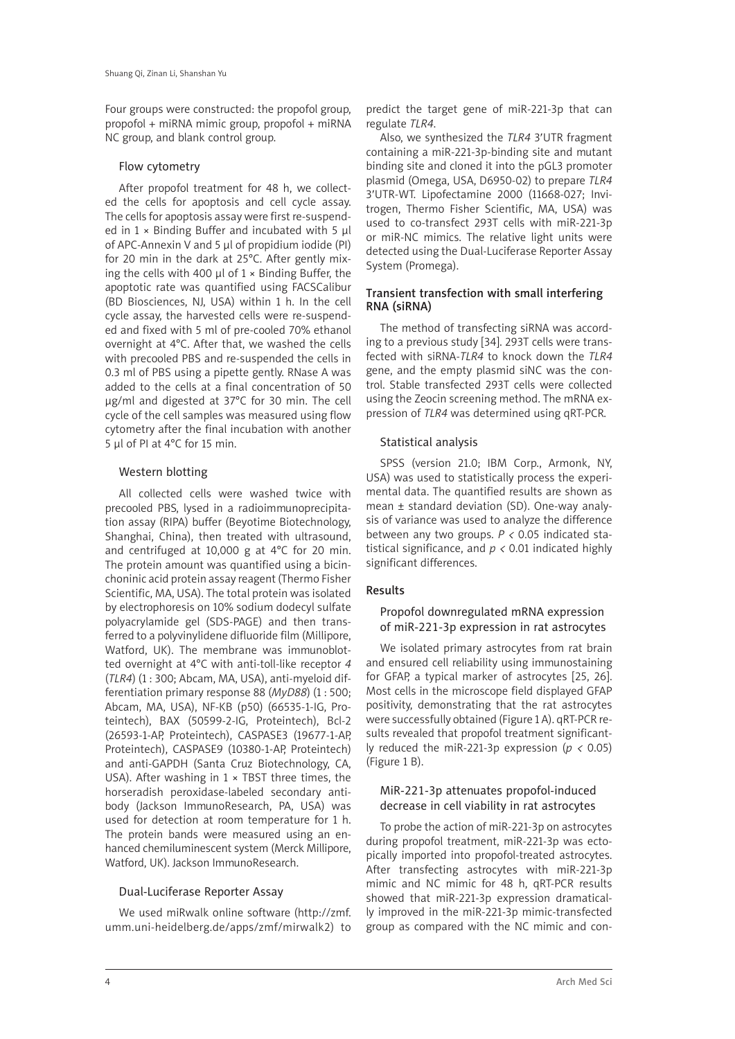Four groups were constructed: the propofol group, propofol + miRNA mimic group, propofol + miRNA NC group, and blank control group.

### Flow cytometry

After propofol treatment for 48 h, we collected the cells for apoptosis and cell cycle assay. The cells for apoptosis assay were first re-suspended in 1 × Binding Buffer and incubated with 5 µl of APC-Annexin V and 5 µl of propidium iodide (PI) for 20 min in the dark at 25°C. After gently mixing the cells with 400 µl of 1 × Binding Buffer, the apoptotic rate was quantified using FACSCalibur (BD Biosciences, NJ, USA) within 1 h. In the cell cycle assay, the harvested cells were re-suspended and fixed with 5 ml of pre-cooled 70% ethanol overnight at 4°C. After that, we washed the cells with precooled PBS and re-suspended the cells in 0.3 ml of PBS using a pipette gently. RNase A was added to the cells at a final concentration of 50 µg/ml and digested at 37°C for 30 min. The cell cycle of the cell samples was measured using flow cytometry after the final incubation with another 5 µl of PI at 4°C for 15 min.

### Western blotting

All collected cells were washed twice with precooled PBS, lysed in a radioimmunoprecipitation assay (RIPA) buffer (Beyotime Biotechnology, Shanghai, China), then treated with ultrasound, and centrifuged at 10,000 g at 4°C for 20 min. The protein amount was quantified using a bicinchoninic acid protein assay reagent (Thermo Fisher Scientific, MA, USA). The total protein was isolated by electrophoresis on 10% sodium dodecyl sulfate polyacrylamide gel (SDS-PAGE) and then transferred to a polyvinylidene difluoride film (Millipore, Watford, UK). The membrane was immunoblotted overnight at 4°C with anti-toll-like receptor *4* (*TLR4*) (1 : 300; Abcam, MA, USA), anti-myeloid differentiation primary response 88 (*MyD88*) (1 : 500; Abcam, MA, USA), NF-KB (p50) (66535-1-IG, Proteintech), BAX (50599-2-IG, Proteintech), Bcl-2 (26593-1-AP, Proteintech), CASPASE3 (19677-1-AP, Proteintech), CASPASE9 (10380-1-AP, Proteintech) and anti-GAPDH (Santa Cruz Biotechnology, CA, USA). After washing in 1 × TBST three times, the horseradish peroxidase-labeled secondary antibody (Jackson ImmunoResearch, PA, USA) was used for detection at room temperature for 1 h. The protein bands were measured using an enhanced chemiluminescent system (Merck Millipore, Watford, UK). Jackson ImmunoResearch.

### Dual-Luciferase Reporter Assay

We used miRwalk online software (http://zmf.umm.uni-heidelberg.de/apps/zmf/mirwalk2) to predict the target gene of miR-221-3p that can regulate *TLR4*.

Also, we synthesized the *TLR4* 3'UTR fragment containing a miR-221-3p-binding site and mutant binding site and cloned it into the pGL3 promoter plasmid (Omega, USA, D6950-02) to prepare *TLR4* 3'UTR-WT. Lipofectamine 2000 (11668-027; Invitrogen, Thermo Fisher Scientific, MA, USA) was used to co-transfect 293T cells with miR-221-3p or miR-NC mimics. The relative light units were detected using the Dual-Luciferase Reporter Assay System (Promega).

### Transient transfection with small interfering RNA (siRNA)

The method of transfecting siRNA was according to a previous study [34]. 293T cells were transfected with siRNA-*TLR4* to knock down the *TLR4* gene, and the empty plasmid siNC was the control. Stable transfected 293T cells were collected using the Zeocin screening method. The mRNA expression of *TLR4* was determined using qRT-PCR.

### Statistical analysis

SPSS (version 21.0; IBM Corp., Armonk, NY, USA) was used to statistically process the experimental data. The quantified results are shown as mean ± standard deviation (SD). One-way analysis of variance was used to analyze the difference between any two groups. $P < 0.05$ indicated statistical significance, and $p < 0.01$ indicated highly significant differences.

## Results

### Propofol downregulated mRNA expression of miR-221-3p expression in rat astrocytes

We isolated primary astrocytes from rat brain and ensured cell reliability using immunostaining for GFAP, a typical marker of astrocytes [25, 26]. Most cells in the microscope field displayed GFAP positivity, demonstrating that the rat astrocytes were successfully obtained (Figure 1 A). qRT-PCR results revealed that propofol treatment significantly reduced the miR-221-3p expression ($p < 0.05$) (Figure 1 B).

### MiR-221-3p attenuates propofol-induced decrease in cell viability in rat astrocytes

To probe the action of miR-221-3p on astrocytes during propofol treatment, miR-221-3p was ectopically imported into propofol-treated astrocytes. After transfecting astrocytes with miR-221-3p mimic and NC mimic for 48 h, qRT-PCR results showed that miR-221-3p expression dramatically improved in the miR-221-3p mimic-transfected group as compared with the NC mimic and con-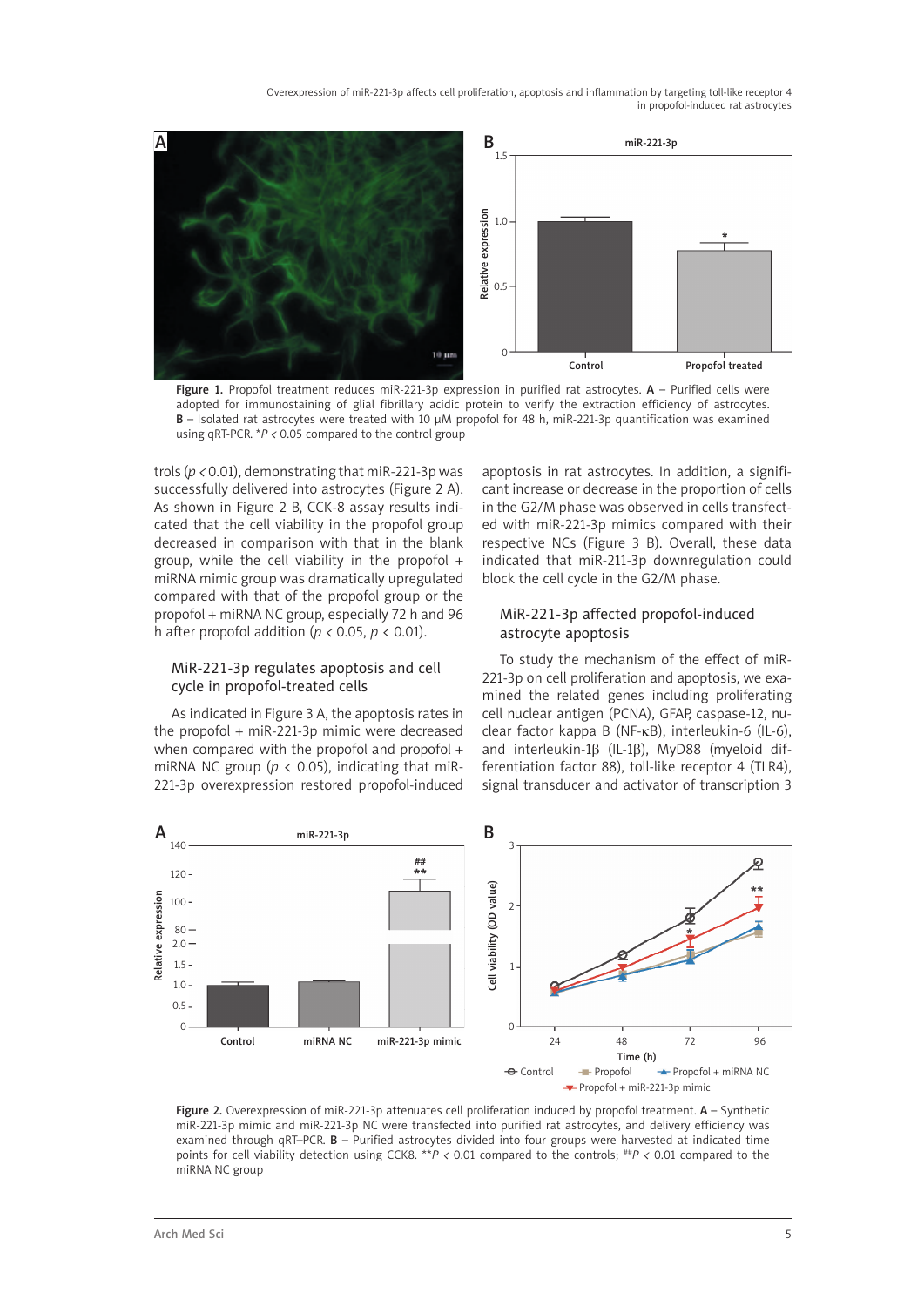Figure 1. Propofol treatment reduces miR-221-3p expression in purified rat astrocytes. **A** – Purified cells were adopted for immunostaining of glial fibrillary acidic protein to verify the extraction efficiency of astrocytes. **B** – Isolated rat astrocytes were treated with 10 μM propofol for 48 h, miR-221-3p quantification was examined using qRT-PCR. *$P < 0.05$ compared to the control group

trols ($p < 0.01$), demonstrating that miR-221-3p was successfully delivered into astrocytes (Figure 2 A). As shown in Figure 2 B, CCK-8 assay results indicated that the cell viability in the propofol group decreased in comparison with that in the blank group, while the cell viability in the propofol + miRNA mimic group was dramatically upregulated compared with that of the propofol group or the propofol + miRNA NC group, especially 72 h and 96 h after propofol addition ($p < 0.05$, $p < 0.01$).

### MiR-221-3p regulates apoptosis and cell cycle in propofol-treated cells

As indicated in Figure 3 A, the apoptosis rates in the propofol + miR-221-3p mimic were decreased when compared with the propofol and propofol + miRNA NC group ($p < 0.05$), indicating that miR-221-3p overexpression restored propofol-induced apoptosis in rat astrocytes. In addition, a significant increase or decrease in the proportion of cells in the G2/M phase was observed in cells transfected with miR-221-3p mimics compared with their respective NCs (Figure 3 B). Overall, these data indicated that miR-211-3p downregulation could block the cell cycle in the G2/M phase.

### MiR-221-3p affected propofol-induced astrocyte apoptosis

To study the mechanism of the effect of miR-221-3p on cell proliferation and apoptosis, we examined the related genes including proliferating cell nuclear antigen (PCNA), GFAP, caspase-12, nuclear factor kappa B (NF-κB), interleukin-6 (IL-6), and interleukin-1β (IL-1β), MyD88 (myeloid differentiation factor 88), toll-like receptor 4 (TLR4), signal transducer and activator of transcription 3

Figure 2. Overexpression of miR-221-3p attenuates cell proliferation induced by propofol treatment. **A** – Synthetic miR-221-3p mimic and miR-221-3p NC were transfected into purified rat astrocytes, and delivery efficiency was examined through qRT–PCR. **B** – Purified astrocytes divided into four groups were harvested at indicated time points for cell viability detection using CCK8. **$P < 0.01$ compared to the controls; ##$P < 0.01$ compared to the miRNA NC group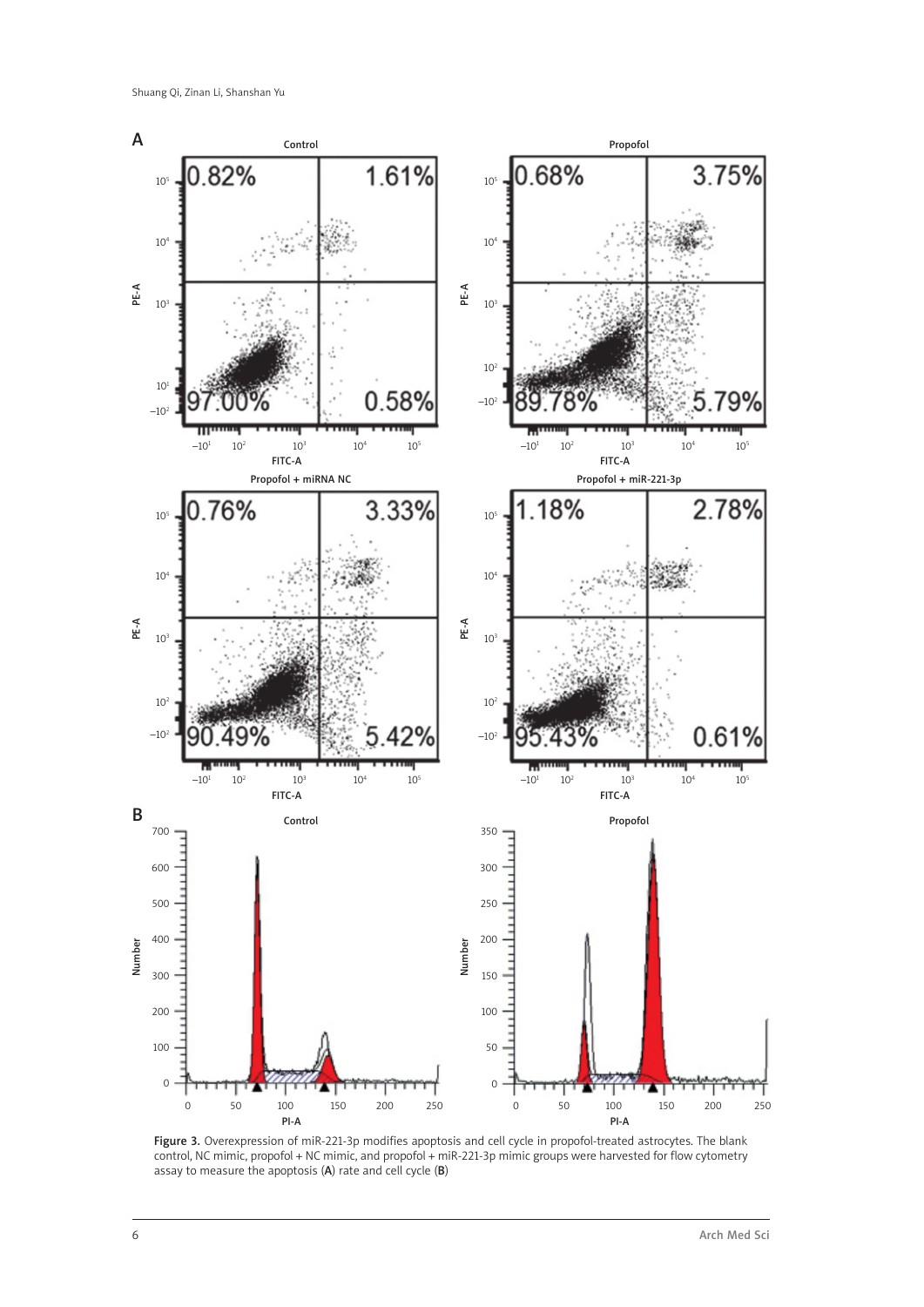**Figure 3.** Overexpression of miR-221-3p modifies apoptosis and cell cycle in propofol-treated astrocytes. The blank control, NC mimic, propofol + NC mimic, and propofol + miR-221-3p mimic groups were harvested for flow cytometry assay to measure the apoptosis (**A**) rate and cell cycle (**B**)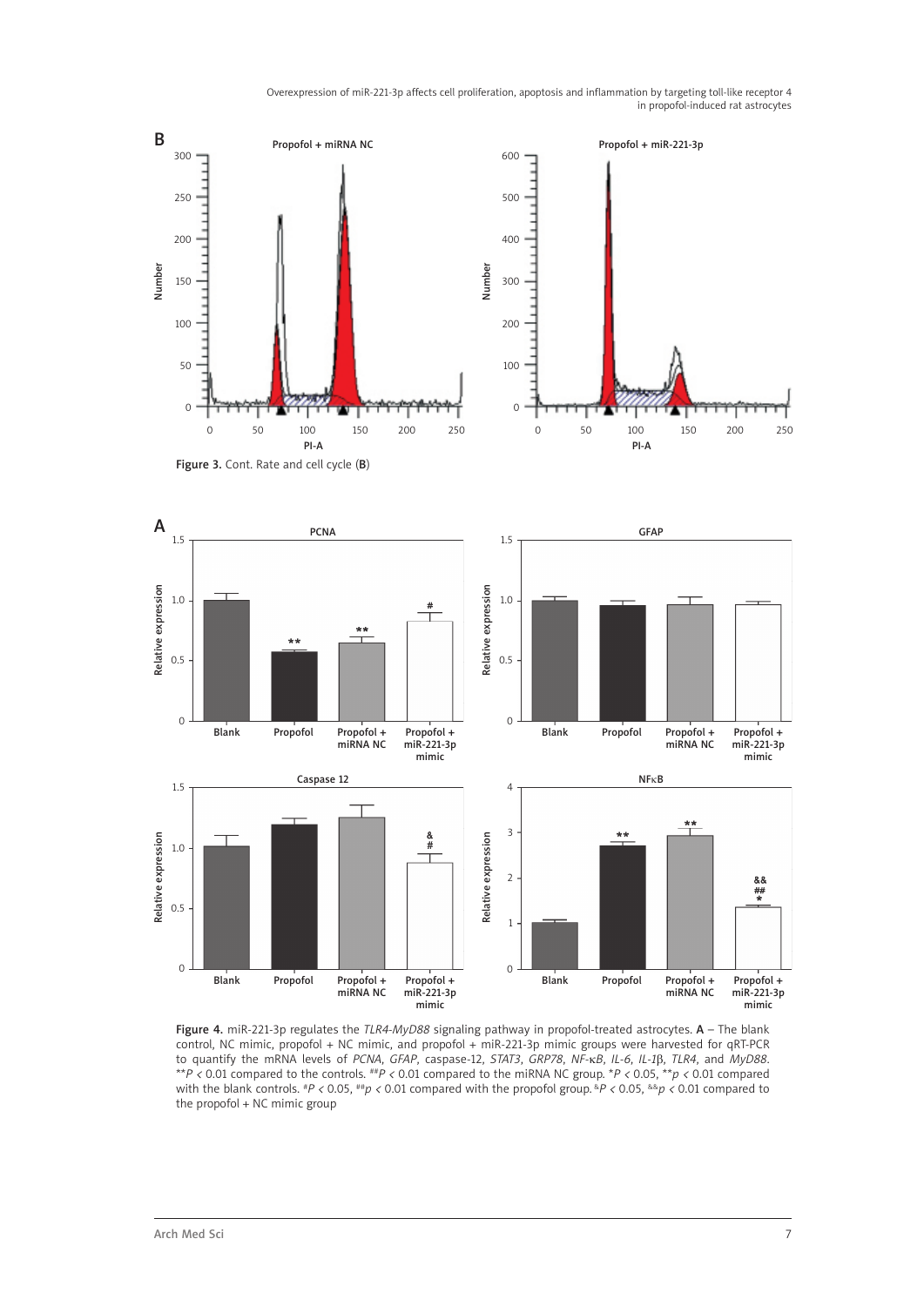Figure 3. Cont. Rate and cell cycode (B)

Figure 4. miR-221-3p regulates the *TLR4-MyD88* signaling pathway in propofol-treated astrocytes. **A** – The blank control, NC mimic, propofol + NC mimic, and propofol + miR-221-3p mimic groups were harvested for qRT-PCR to quantify the mRNA levels of *PCNA*, *GFAP*, caspase-12, *STAT3*, *GRP78*, *NF-κB*, *IL-6*, *IL-1β*, *TLR4*, and *MyD88*. \*\*$P < 0.01$ compared to the controls. ##$P < 0.01$ compared to the miRNA NC group. \*$P < 0.05$, \*\*$p < 0.01$ compared with the blank controls. #$P < 0.05$, ##$p < 0.01$ compared with the propofol group. &$P < 0.05$, &&$p < 0.01$ compared to the propofol + NC mimic group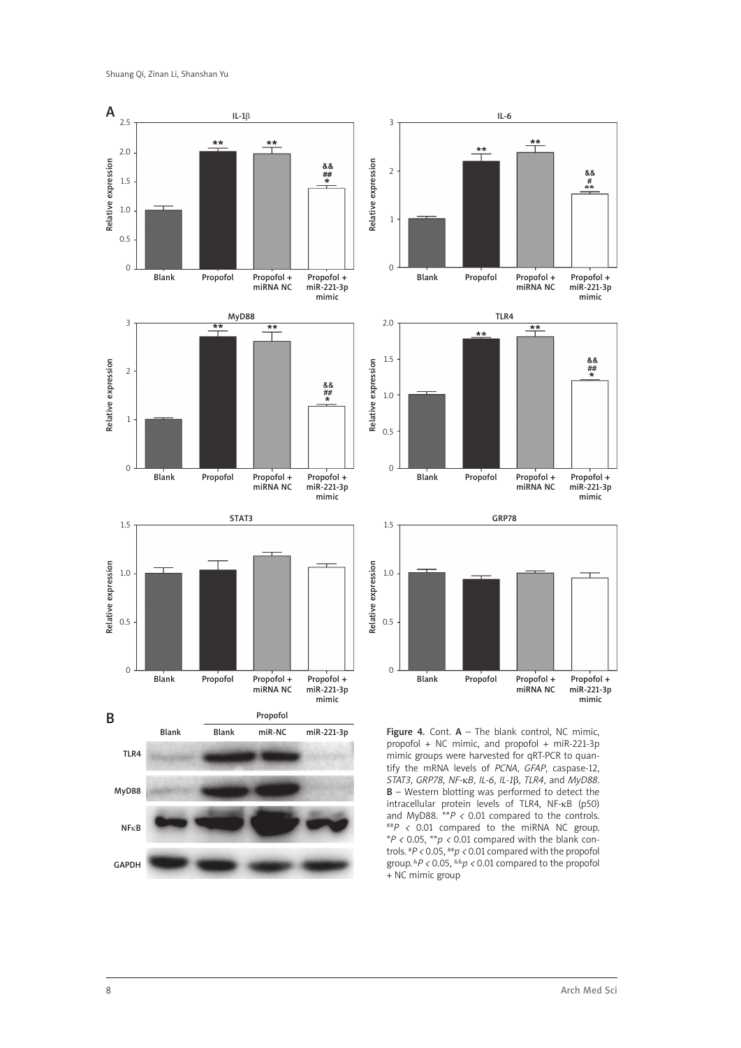Figure 4. Cont. **A** – The blank control, NC mimic, propofol + NC mimic, and propofol + miR-221-3p mimic groups were harvested for qRT-PCR to quantify the mRNA levels of *PCNA*, *GFAP*, caspase-12, *STAT3*, *GRP78*, *NF-κB*, *IL-6*, *IL-1β*, *TLR4*, and *MyD88*. **B** – Western blotting was performed to detect the intracellular protein levels of TLR4, NF-κB (p50) and MyD88. $^{**}P < 0.01$ compared to the controls. $^{\#\#}P < 0.01$ compared to the miRNA NC group. $^{*}P < 0.05$, $^{**}p < 0.01$ compared with the blank controls. $^{\#}P < 0.05$, $^{\#\#}p < 0.01$ compared with the propofol group. $^{\&}P < 0.05$, $^{\&\&}p < 0.01$ compared to the propofol + NC mimic group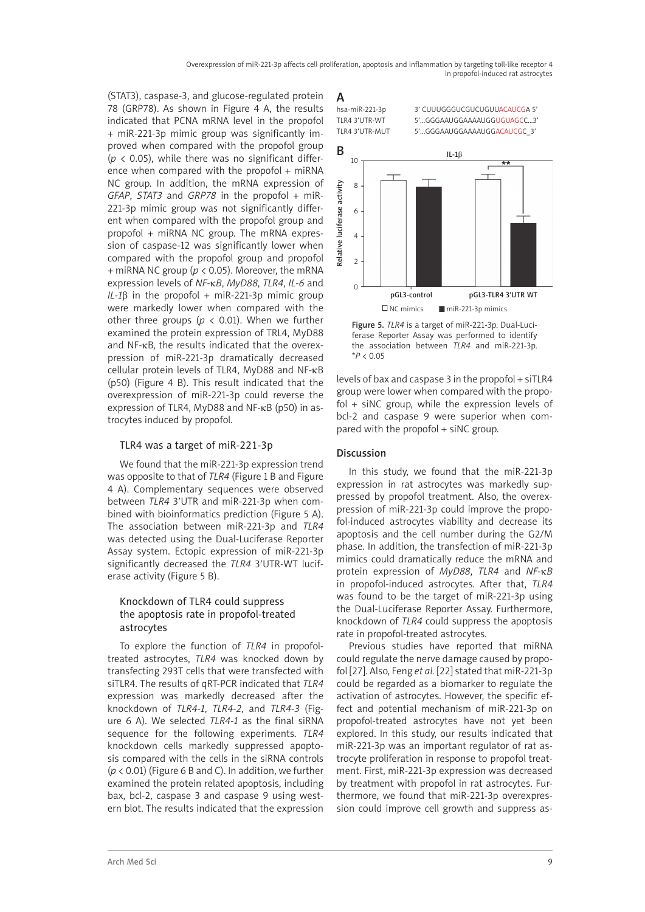(STAT3), caspase-3, and glucose-regulated protein 78 (GRP78). As shown in Figure 4 A, the results indicated that PCNA mRNA level in the propofol + miR-221-3p mimic group was significantly improved when compared with the propofol group ($p < 0.05$), while there was no significant difference when compared with the propofol + miRNA NC group. In addition, the mRNA expression of *GFAP*, *STAT3* and *GRP78* in the propofol + miR-221-3p mimic group was not significantly different when compared with the propofol group and propofol + miRNA NC group. The mRNA expression of caspase-12 was significantly lower when compared with the propofol group and propofol + miRNA NC group ($p < 0.05$). Moreover, the mRNA expression levels of *NF-κB*, *MyD88*, *TLR4*, *IL-6* and *IL-1β* in the propofol + miR-221-3p mimic group were markedly lower when compared with the other three groups ($p < 0.01$). When we further examined the protein expression of TRL4, MyD88 and NF-κB, the results indicated that the overexpression of miR-221-3p dramatically decreased cellular protein levels of TLR4, MyD88 and NF-κB (p50) (Figure 4 B). This result indicated that the overexpression of miR-221-3p could reverse the expression of TLR4, MyD88 and NF-κB (p50) in astrocytes induced by propofol.

### TLR4 was a target of miR-221-3p

We found that the miR-221-3p expression trend was opposite to that of *TLR4* (Figure 1 B and Figure 4 A). Complementary sequences were observed between *TLR4* 3'UTR and miR-221-3p when combined with bioinformatics prediction (Figure 5 A). The association between miR-221-3p and *TLR4* was detected using the Dual-Luciferase Reporter Assay system. Ectopic expression of miR-221-3p significantly decreased the *TLR4* 3'UTR-WT luciferase activity (Figure 5 B).

### Knockdown of TLR4 could suppress the apoptosis rate in propofol-treated astrocytes

To explore the function of *TLR4* in propofol-treated astrocytes, *TLR4* was knocked down by transfecting 293T cells that were transfected with siTLR4. The results of qRT-PCR indicated that *TLR4* expression was markedly decreased after the knockdown of *TLR4-1*, *TLR4-2*, and *TLR4-3* (Figure 6 A). We selected *TLR4-1* as the final siRNA sequence for the following experiments. *TLR4* knockdown cells markedly suppressed apoptosis compared with the cells in the siRNA controls ($p < 0.01$) (Figure 6 B and C). In addition, we further examined the protein related apoptosis, including bax, bcl-2, caspase 3 and caspase 9 using western blot. The results indicated that the expression levels of bax and caspase 3 in the propofol + siTLR4 group were lower when compared with the propofol + siNC group, while the expression levels of bcl-2 and caspase 9 were superior when compared with the propofol + siNC group.

A

| | |
|---|---|
| hsa-miR-221-3p | 3' CUUUGGGUCGUCUGUUACAUCGA 5' |
| TLR4 3'UTR-WT | 5'...GGGAAUGGAAAAUGGUGUAGCC...3' |
| TLR4 3'UTR-MUT | 5'...GGGAAUGGAAAAUGGACAUCGC_3' |

B

Figure 5. *TLR4* is a target of miR-221-3p. Dual-Luciferase Reporter Assay was performed to identify the association between *TLR4* and miR-221-3p. $^{*}P < 0.05$

## Discussion

In this study, we found that the miR-221-3p expression in rat astrocytes was markedly suppressed by propofol treatment. Also, the overexpression of miR-221-3p could improve the propofol-induced astrocytes viability and decrease its apoptosis and the cell number during the G2/M phase. In addition, the transfection of miR-221-3p mimics could dramatically reduce the mRNA and protein expression of *MyD88*, *TLR4* and *NF-κB* in propofol-induced astrocytes. After that, *TLR4* was found to be the target of miR-221-3p using the Dual-Luciferase Reporter Assay. Furthermore, knockdown of *TLR4* could suppress the apoptosis rate in propofol-treated astrocytes.

Previous studies have reported that miRNA could regulate the nerve damage caused by propofol [27]. Also, Feng *et al.* [22] stated that miR-221-3p could be regarded as a biomarker to regulate the activation of astrocytes. However, the specific effect and potential mechanism of miR-221-3p on propofol-treated astrocytes have not yet been explored. In this study, our results indicated that miR-221-3p was an important regulator of rat astrocyte proliferation in response to propofol treatment. First, miR-221-3p expression was decreased by treatment with propofol in rat astrocytes. Furthermore, we found that miR-221-3p overexpression could improve cell growth and suppress as-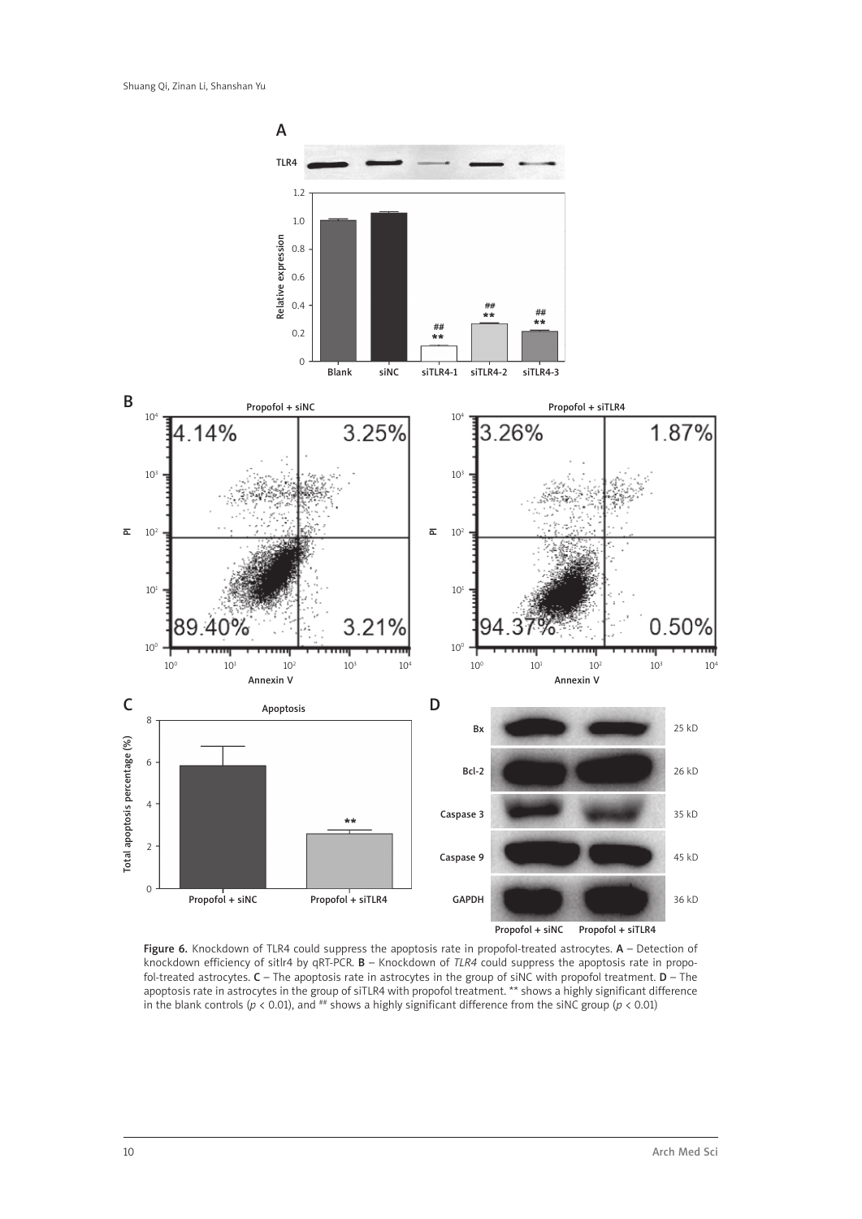**Figure 6.** Knockdown of TLR4 could suppress the apoptosis rate in propofol-treated astrocytes. **A** – Detection of knockdown efficiency of sitlr4 by qRT-PCR. **B** – Knockdown of *TLR4* could suppress the apoptosis rate in propofol-treated astrocytes. **C** – The apoptosis rate in astrocytes in the group of siNC with propofol treatment. **D** – The apoptosis rate in astrocytes in the group of siTLR4 with propofol treatment. ** shows a highly significant difference in the blank controls ($p$ < 0.01), and ## shows a highly significant difference from the siNC group ($p$ < 0.01)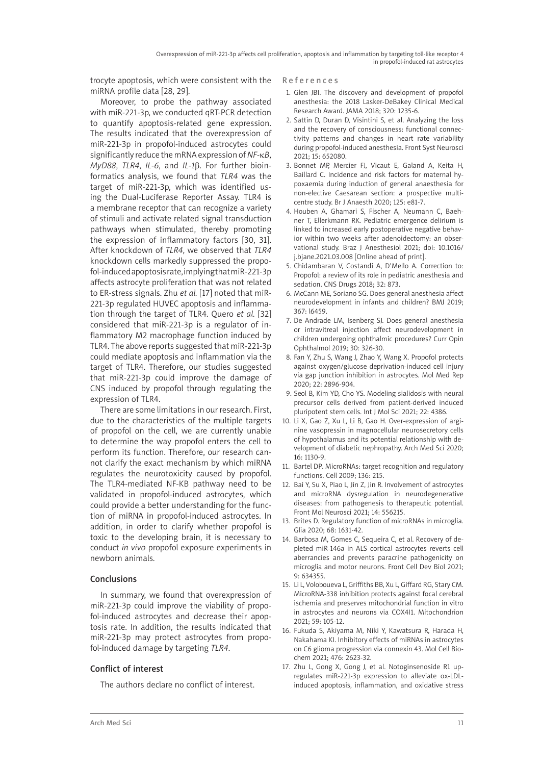trocyte apoptosis, which were consistent with the miRNA profile data [28, 29].

Moreover, to probe the pathway associated with miR-221-3p, we conducted qRT-PCR detection to quantify apoptosis-related gene expression. The results indicated that the overexpression of miR-221-3p in propofol-induced astrocytes could significantly reduce the mRNA expression of *NF-κB*, *MyD88*, *TLR4*, *IL-6*, and *IL-1*β. For further bioinformatics analysis, we found that *TLR4* was the target of miR-221-3p, which was identified using the Dual-Luciferase Reporter Assay. TLR4 is a membrane receptor that can recognize a variety of stimuli and activate related signal transduction pathways when stimulated, thereby promoting the expression of inflammatory factors [30, 31]. After knockdown of *TLR4*, we observed that *TLR4* knockdown cells markedly suppressed the propofol-induced apoptosis rate, implying that miR-221-3p affects astrocyte proliferation that was not related to ER-stress signals. Zhu *et al.* [17] noted that miR-221-3p regulated HUVEC apoptosis and inflammation through the target of TLR4. Quero *et al.* [32] considered that miR-221-3p is a regulator of inflammatory M2 macrophage function induced by TLR4. The above reports suggested that miR-221-3p could mediate apoptosis and inflammation via the target of TLR4. Therefore, our studies suggested that miR-221-3p could improve the damage of CNS induced by propofol through regulating the expression of TLR4.

There are some limitations in our research. First, due to the characteristics of the multiple targets of propofol on the cell, we are currently unable to determine the way propofol enters the cell to perform its function. Therefore, our research cannot clarify the exact mechanism by which miRNA regulates the neurotoxicity caused by propofol. The TLR4-mediated NF-KB pathway need to be validated in propofol-induced astrocytes, which could provide a better understanding for the function of miRNA in propofol-induced astrocytes. In addition, in order to clarify whether propofol is toxic to the developing brain, it is necessary to conduct *in vivo* propofol exposure experiments in newborn animals.

## Conclusions

In summary, we found that overexpression of miR-221-3p could improve the viability of propofol-induced astrocytes and decrease their apoptosis rate. In addition, the results indicated that miR-221-3p may protect astrocytes from propofol-induced damage by targeting *TLR4*.

## Conflict of interest

The authors declare no conflict of interest.

## References

1. Glen JBI. The discovery and development of propofol anesthesia: the 2018 Lasker-DeBakey Clinical Medical Research Award. JAMA 2018; 320: 1235-6.
2. Sattin D, Duran D, Visintini S, et al. Analyzing the loss and the recovery of consciousness: functional connectivity patterns and changes in heart rate variability during propofol-induced anesthesia. Front Syst Neurosci 2021; 15: 652080.
3. Bonnet MP, Mercier FJ, Vicaut E, Galand A, Keita H, Baillard C. Incidence and risk factors for maternal hypoxaemia during induction of general anaesthesia for non-elective Caesarean section: a prospective multicentre study. Br J Anaesth 2020; 125: e81-7.
4. Houben A, Ghamari S, Fischer A, Neumann C, Baehner T, Ellerkmann RK. Pediatric emergence delirium is linked to increased early postoperative negative behavior within two weeks after adenoidectomy: an observational study. Braz J Anesthesiol 2021; doi: 10.1016/j.bjane.2021.03.008 [Online ahead of print].
5. Chidambaran V, Costandi A, D'Mello A. Correction to: Propofol: a review of its role in pediatric anesthesia and sedation. CNS Drugs 2018; 32: 873.
6. McCann ME, Soriano SG. Does general anesthesia affect neurodevelopment in infants and children? BMJ 2019; 367: l6459.
7. De Andrade LM, Isenberg SJ. Does general anesthesia or intravitreal injection affect neurodevelopment in children undergoing ophthalmic procedures? Curr Opin Ophthalmol 2019; 30: 326-30.
8. Fan Y, Zhu S, Wang J, Zhao Y, Wang X. Propofol protects against oxygen/glucose deprivation-induced cell injury via gap junction inhibition in astrocytes. Mol Med Rep 2020; 22: 2896-904.
9. Seol B, Kim YD, Cho YS. Modeling sialidosis with neural precursor cells derived from patient-derived induced pluripotent stem cells. Int J Mol Sci 2021; 22: 4386.
10. Li X, Gao Z, Xu L, Li B, Gao H. Over-expression of arginine vasopressin in magnocellular neurosecretory cells of hypothalamus and its potential relationship with development of diabetic nephropathy. Arch Med Sci 2020; 16: 1130-9.
11. Bartel DP. MicroRNAs: target recognition and regulatory functions. Cell 2009; 136: 215.
12. Bai Y, Su X, Piao L, Jin Z, Jin R. Involvement of astrocytes and microRNA dysregulation in neurodegenerative diseases: from pathogenesis to therapeutic potential. Front Mol Neurosci 2021; 14: 556215.
13. Brites D. Regulatory function of microRNAs in microglia. Glia 2020; 68: 1631-42.
14. Barbosa M, Gomes C, Sequeira C, et al. Recovery of depleted miR-146a in ALS cortical astrocytes reverts cell aberrancies and prevents paracrine pathogenicity on microglia and motor neurons. Front Cell Dev Biol 2021; 9: 634355.
15. Li L, Voloboueva L, Griffiths BB, Xu L, Giffard RG, Stary CM. MicroRNA-338 inhibition protects against focal cerebral ischemia and preserves mitochondrial function in vitro in astrocytes and neurons via COX4I1. Mitochondrion 2021; 59: 105-12.
16. Fukuda S, Akiyama M, Niki Y, Kawatsura R, Harada H, Nakahama KI. Inhibitory effects of miRNAs in astrocytes on C6 glioma progression via connexin 43. Mol Cell Biochem 2021; 476: 2623-32.
17. Zhu L, Gong X, Gong J, et al. Notoginsenoside R1 upregulates miR-221-3p expression to alleviate ox-LDL-induced apoptosis, inflammation, and oxidative stress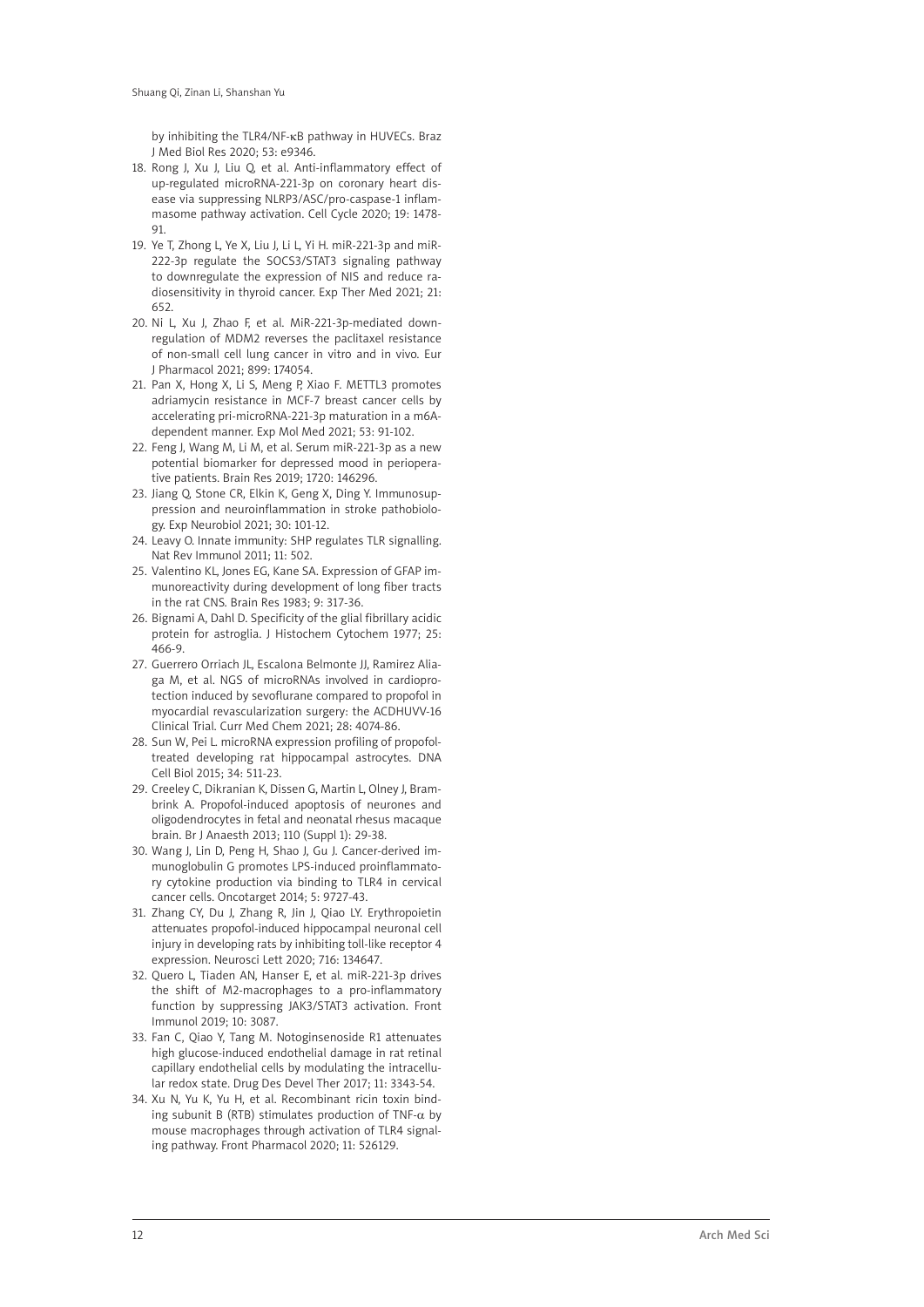by inhibiting the TLR4/NF-κB pathway in HUVECs. Braz J Med Biol Res 2020; 53: e9346.

18. Rong J, Xu J, Liu Q, et al. Anti-inflammatory effect of up-regulated microRNA-221-3p on coronary heart disease via suppressing NLRP3/ASC/pro-caspase-1 inflammasome pathway activation. Cell Cycle 2020; 19: 1478-91.
19. Ye T, Zhong L, Ye X, Liu J, Li L, Yi H. miR-221-3p and miR-222-3p regulate the SOCS3/STAT3 signaling pathway to downregulate the expression of NIS and reduce radiosensitivity in thyroid cancer. Exp Ther Med 2021; 21: 652.
20. Ni L, Xu J, Zhao F, et al. MiR-221-3p-mediated downregulation of MDM2 reverses the paclitaxel resistance of non-small cell lung cancer in vitro and in vivo. Eur J Pharmacol 2021; 899: 174054.
21. Pan X, Hong X, Li S, Meng P, Xiao F. METTL3 promotes adriamycin resistance in MCF-7 breast cancer cells by accelerating pri-microRNA-221-3p maturation in a m6A-dependent manner. Exp Mol Med 2021; 53: 91-102.
22. Feng J, Wang M, Li M, et al. Serum miR-221-3p as a new potential biomarker for depressed mood in perioperative patients. Brain Res 2019; 1720: 146296.
23. Jiang Q, Stone CR, Elkin K, Geng X, Ding Y. Immunosuppression and neuroinflammation in stroke pathobiology. Exp Neurobiol 2021; 30: 101-12.
24. Leavy O. Innate immunity: SHP regulates TLR signalling. Nat Rev Immunol 2011; 11: 502.
25. Valentino KL, Jones EG, Kane SA. Expression of GFAP immunoreactivity during development of long fiber tracts in the rat CNS. Brain Res 1983; 9: 317-36.
26. Bignami A, Dahl D. Specificity of the glial fibrillary acidic protein for astroglia. J Histochem Cytochem 1977; 25: 466-9.
27. Guerrero Orriach JL, Escalona Belmonte JJ, Ramirez Aliaga M, et al. NGS of microRNAs involved in cardioprotection induced by sevoflurane compared to propofol in myocardial revascularization surgery: the ACDHUVV-16 Clinical Trial. Curr Med Chem 2021; 28: 4074-86.
28. Sun W, Pei L. microRNA expression profiling of propofol-treated developing rat hippocampal astrocytes. DNA Cell Biol 2015; 34: 511-23.
29. Creeley C, Dikranian K, Dissen G, Martin L, Olney J, Brambrink A. Propofol-induced apoptosis of neurones and oligodendrocytes in fetal and neonatal rhesus macaque brain. Br J Anaesth 2013; 110 (Suppl 1): 29-38.
30. Wang J, Lin D, Peng H, Shao J, Gu J. Cancer-derived immunoglobulin G promotes LPS-induced proinflammatory cytokine production via binding to TLR4 in cervical cancer cells. Oncotarget 2014; 5: 9727-43.
31. Zhang CY, Du J, Zhang R, Jin J, Qiao LY. Erythropoietin attenuates propofol-induced hippocampal neuronal cell injury in developing rats by inhibiting toll-like receptor 4 expression. Neurosci Lett 2020; 716: 134647.
32. Quero L, Tiaden AN, Hanser E, et al. miR-221-3p drives the shift of M2-macrophages to a pro-inflammatory function by suppressing JAK3/STAT3 activation. Front Immunol 2019; 10: 3087.
33. Fan C, Qiao Y, Tang M. Notoginsenoside R1 attenuates high glucose-induced endothelial damage in rat retinal capillary endothelial cells by modulating the intracellular redox state. Drug Des Devel Ther 2017; 11: 3343-54.
34. Xu N, Yu K, Yu H, et al. Recombinant ricin toxin binding subunit B (RTB) stimulates production of TNF-α by mouse macrophages through activation of TLR4 signaling pathway. Front Pharmacol 2020; 11: 526129.